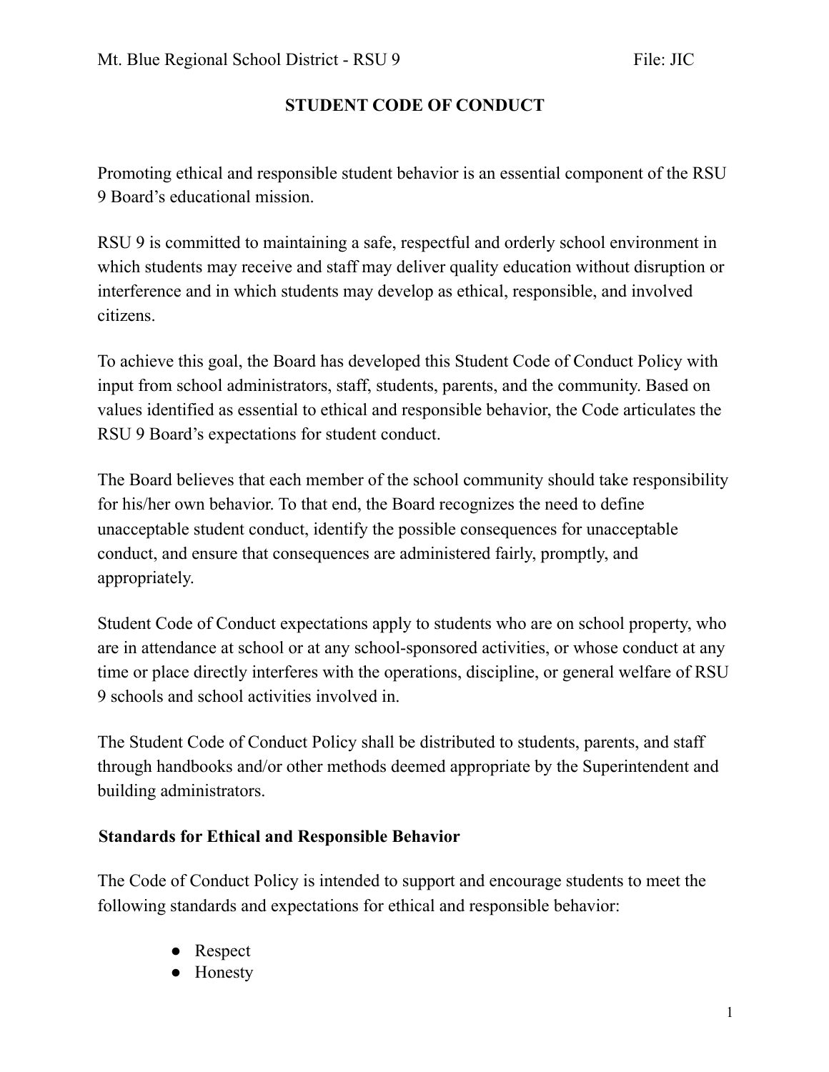# STUDENT CODE OF CONDUCT

Promoting ethical and responsible student behavior is an essential component of the RSU 9 Board's educational mission.

RSU 9 is committed to maintaining a safe, respectful and orderly school environment in which students may receive and staff may deliver quality education without disruption or interference and in which students may develop as ethical, responsible, and involved citizens.

To achieve this goal, the Board has developed this Student Code of Conduct Policy with input from school administrators, staff, students, parents, and the community. Based on values identified as essential to ethical and responsible behavior, the Code articulates the RSU 9 Board's expectations for student conduct.

The Board believes that each member of the school community should take responsibility for his/her own behavior. To that end, the Board recognizes the need to define unacceptable student conduct, identify the possible consequences for unacceptable conduct, and ensure that consequences are administered fairly, promptly, and appropriately.

Student Code of Conduct expectations apply to students who are on school property, who are in attendance at school or at any school-sponsored activities, or whose conduct at any time or place directly interferes with the operations, discipline, or general welfare of RSU 9 schools and school activities involved in.

The Student Code of Conduct Policy shall be distributed to students, parents, and staff through handbooks and/or other methods deemed appropriate by the Superintendent and building administrators.

## Standards for Ethical and Responsible Behavior

The Code of Conduct Policy is intended to support and encourage students to meet the following standards and expectations for ethical and responsible behavior:

- Respect
- Honesty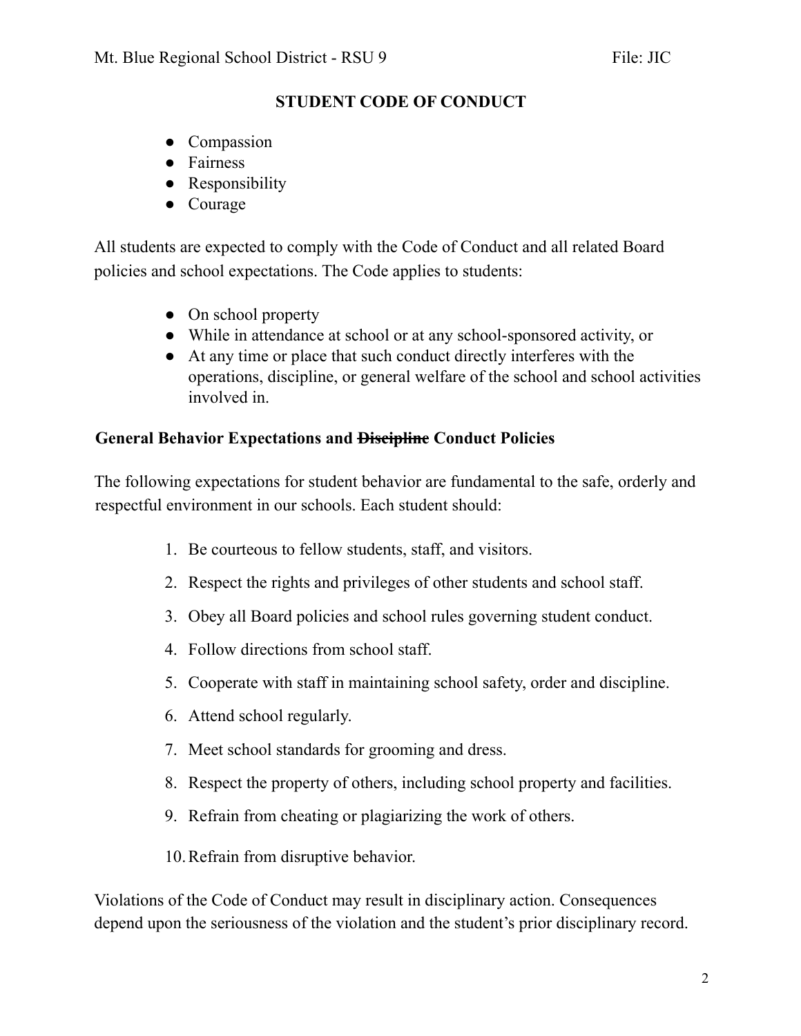## STUDENT CODE OF CONDUCT

- Compassion
- Fairness
- Responsibility
- Courage

All students are expected to comply with the Code of Conduct and all related Board policies and school expectations. The Code applies to students:

- On school property
- While in attendance at school or at any school-sponsored activity, or
- At any time or place that such conduct directly interferes with the operations, discipline, or general welfare of the school and school activities involved in.

### General Behavior Expectations and ~~Discipline~~ Conduct Policies

The following expectations for student behavior are fundamental to the safe, orderly and respectful environment in our schools. Each student should:

1. Be courteous to fellow students, staff, and visitors.
2. Respect the rights and privileges of other students and school staff.
3. Obey all Board policies and school rules governing student conduct.
4. Follow directions from school staff.
5. Cooperate with staff in maintaining school safety, order and discipline.
6. Attend school regularly.
7. Meet school standards for grooming and dress.
8. Respect the property of others, including school property and facilities.
9. Refrain from cheating or plagiarizing the work of others.
10. Refrain from disruptive behavior.

Violations of the Code of Conduct may result in disciplinary action. Consequences depend upon the seriousness of the violation and the student's prior disciplinary record.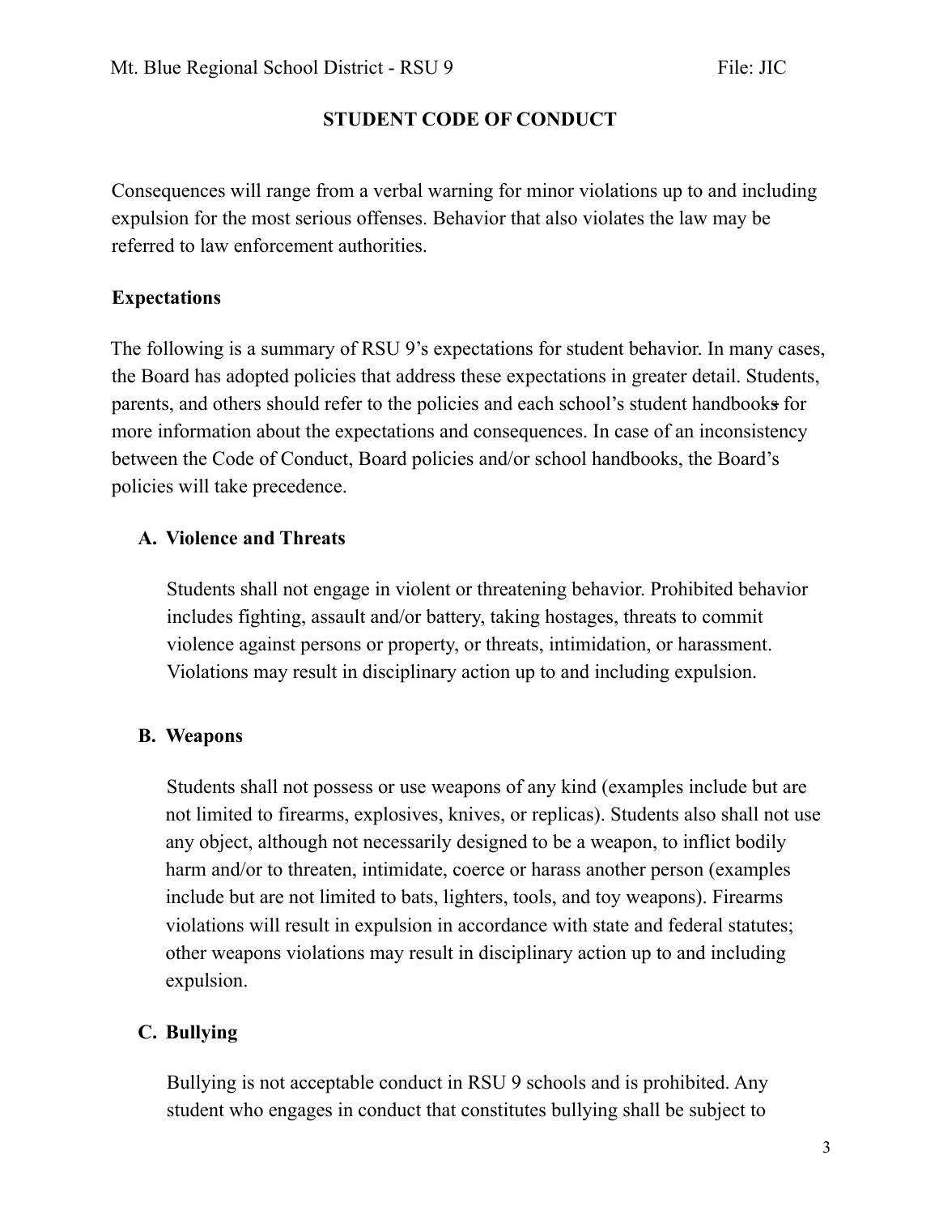## STUDENT CODE OF CONDUCT

Consequences will range from a verbal warning for minor violations up to and including expulsion for the most serious offenses. Behavior that also violates the law may be referred to law enforcement authorities.

### Expectations

The following is a summary of RSU 9's expectations for student behavior. In many cases, the Board has adopted policies that address these expectations in greater detail. Students, parents, and others should refer to the policies and each school's student handbooks for more information about the expectations and consequences. In case of an inconsistency between the Code of Conduct, Board policies and/or school handbooks, the Board's policies will take precedence.

#### A. Violence and Threats

Students shall not engage in violent or threatening behavior. Prohibited behavior includes fighting, assault and/or battery, taking hostages, threats to commit violence against persons or property, or threats, intimidation, or harassment. Violations may result in disciplinary action up to and including expulsion.

#### B. Weapons

Students shall not possess or use weapons of any kind (examples include but are not limited to firearms, explosives, knives, or replicas). Students also shall not use any object, although not necessarily designed to be a weapon, to inflict bodily harm and/or to threaten, intimidate, coerce or harass another person (examples include but are not limited to bats, lighters, tools, and toy weapons). Firearms violations will result in expulsion in accordance with state and federal statutes; other weapons violations may result in disciplinary action up to and including expulsion.

#### C. Bullying

Bullying is not acceptable conduct in RSU 9 schools and is prohibited. Any student who engages in conduct that constitutes bullying shall be subject to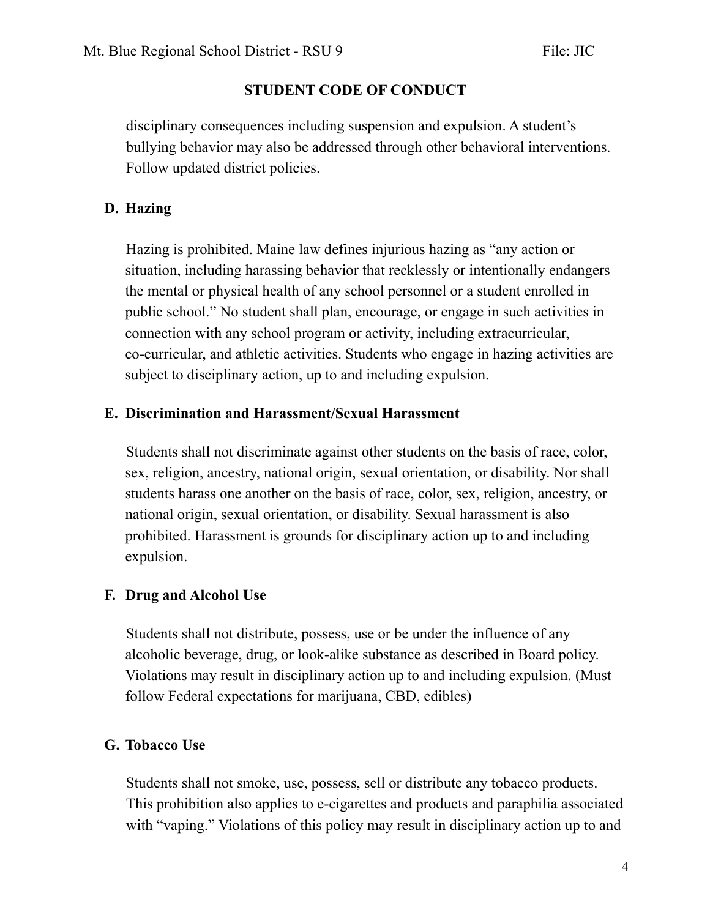disciplinary consequences including suspension and expulsion. A student's bullying behavior may also be addressed through other behavioral interventions. Follow updated district policies.

**D. Hazing**

Hazing is prohibited. Maine law defines injurious hazing as "any action or situation, including harassing behavior that recklessly or intentionally endangers the mental or physical health of any school personnel or a student enrolled in public school." No student shall plan, encourage, or engage in such activities in connection with any school program or activity, including extracurricular, co-curricular, and athletic activities. Students who engage in hazing activities are subject to disciplinary action, up to and including expulsion.

**E. Discrimination and Harassment/Sexual Harassment**

Students shall not discriminate against other students on the basis of race, color, sex, religion, ancestry, national origin, sexual orientation, or disability. Nor shall students harass one another on the basis of race, color, sex, religion, ancestry, or national origin, sexual orientation, or disability. Sexual harassment is also prohibited. Harassment is grounds for disciplinary action up to and including expulsion.

**F. Drug and Alcohol Use**

Students shall not distribute, possess, use or be under the influence of any alcoholic beverage, drug, or look-alike substance as described in Board policy. Violations may result in disciplinary action up to and including expulsion. (Must follow Federal expectations for marijuana, CBD, edibles)

**G. Tobacco Use**

Students shall not smoke, use, possess, sell or distribute any tobacco products. This prohibition also applies to e-cigarettes and products and paraphilia associated with "vaping." Violations of this policy may result in disciplinary action up to and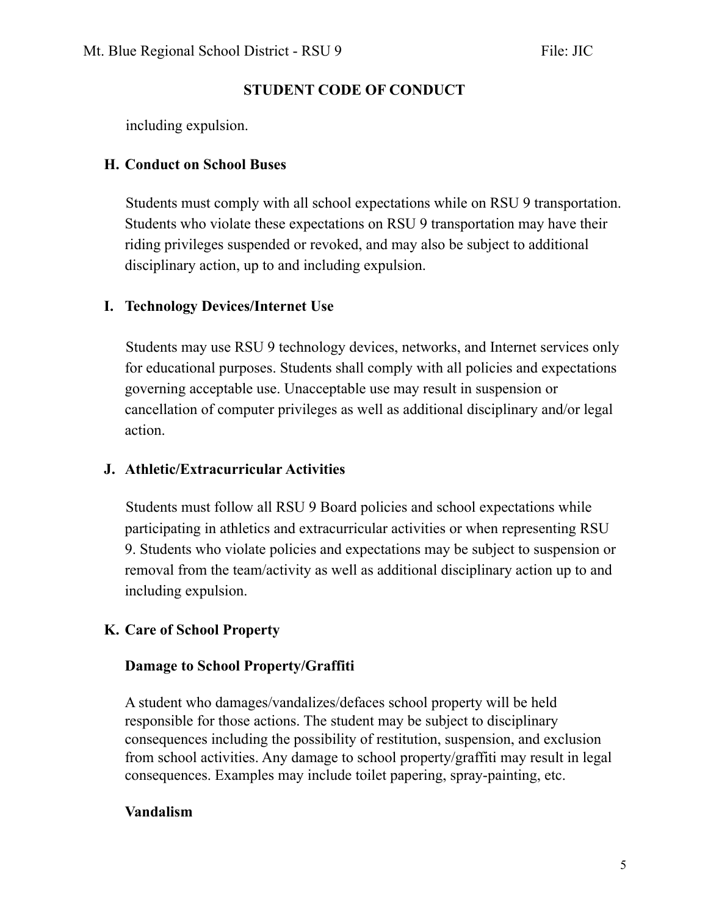including expulsion.

## H. Conduct on School Buses

Students must comply with all school expectations while on RSU 9 transportation. Students who violate these expectations on RSU 9 transportation may have their riding privileges suspended or revoked, and may also be subject to additional disciplinary action, up to and including expulsion.

## I. Technology Devices/Internet Use

Students may use RSU 9 technology devices, networks, and Internet services only for educational purposes. Students shall comply with all policies and expectations governing acceptable use. Unacceptable use may result in suspension or cancellation of computer privileges as well as additional disciplinary and/or legal action.

## J. Athletic/Extracurricular Activities

Students must follow all RSU 9 Board policies and school expectations while participating in athletics and extracurricular activities or when representing RSU 9. Students who violate policies and expectations may be subject to suspension or removal from the team/activity as well as additional disciplinary action up to and including expulsion.

## K. Care of School Property

### Damage to School Property/Graffiti

A student who damages/vandalizes/defaces school property will be held responsible for those actions. The student may be subject to disciplinary consequences including the possibility of restitution, suspension, and exclusion from school activities. Any damage to school property/graffiti may result in legal consequences. Examples may include toilet papering, spray-painting, etc.

### Vandalism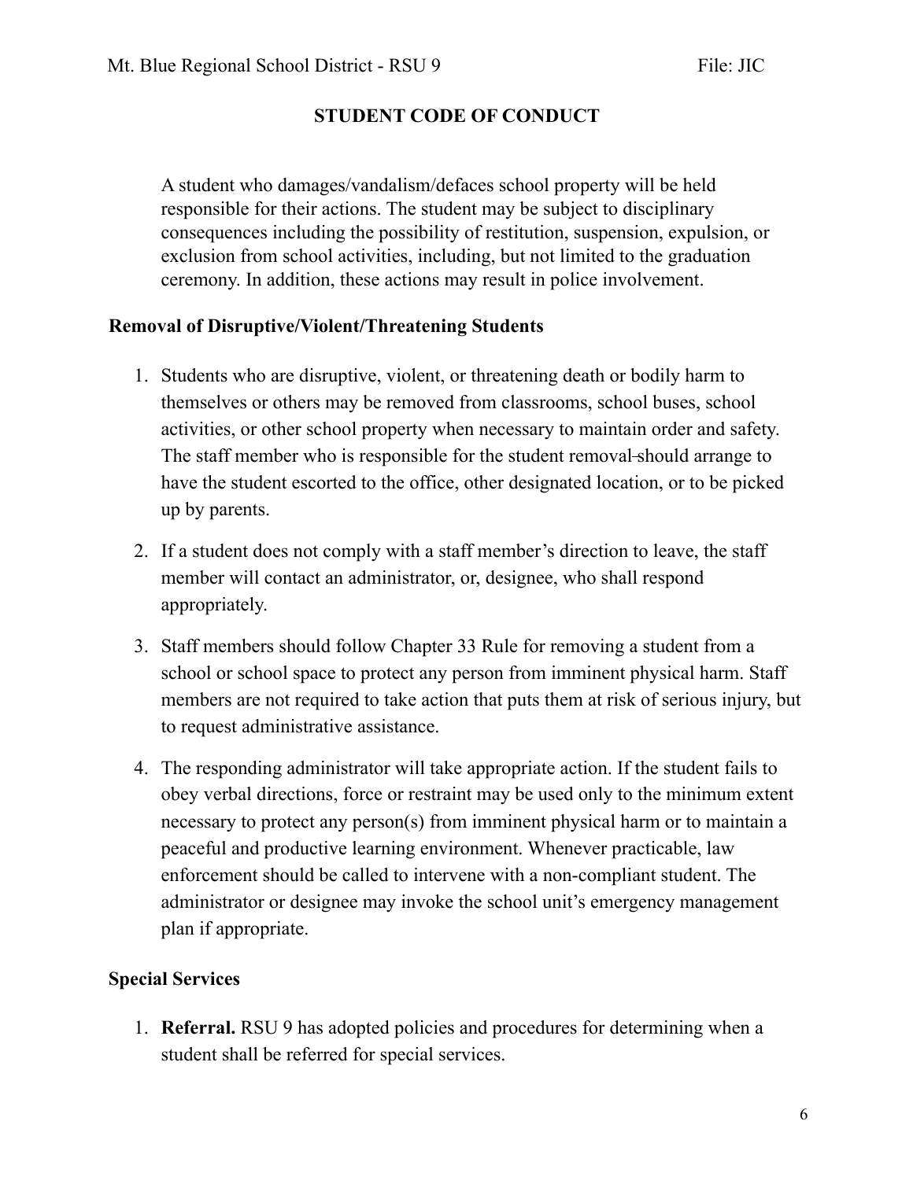A student who damages/vandalism/defaces school property will be held responsible for their actions. The student may be subject to disciplinary consequences including the possibility of restitution, suspension, expulsion, or exclusion from school activities, including, but not limited to the graduation ceremony. In addition, these actions may result in police involvement.

**Removal of Disruptive/Violent/Threatening Students**

1. Students who are disruptive, violent, or threatening death or bodily harm to themselves or others may be removed from classrooms, school buses, school activities, or other school property when necessary to maintain order and safety. The staff member who is responsible for the student removal should arrange to have the student escorted to the office, other designated location, or to be picked up by parents.

2. If a student does not comply with a staff member's direction to leave, the staff member will contact an administrator, or, designee, who shall respond appropriately.

3. Staff members should follow Chapter 33 Rule for removing a student from a school or school space to protect any person from imminent physical harm. Staff members are not required to take action that puts them at risk of serious injury, but to request administrative assistance.

4. The responding administrator will take appropriate action. If the student fails to obey verbal directions, force or restraint may be used only to the minimum extent necessary to protect any person(s) from imminent physical harm or to maintain a peaceful and productive learning environment. Whenever practicable, law enforcement should be called to intervene with a non-compliant student. The administrator or designee may invoke the school unit's emergency management plan if appropriate.

**Special Services**

1. **Referral.** RSU 9 has adopted policies and procedures for determining when a student shall be referred for special services.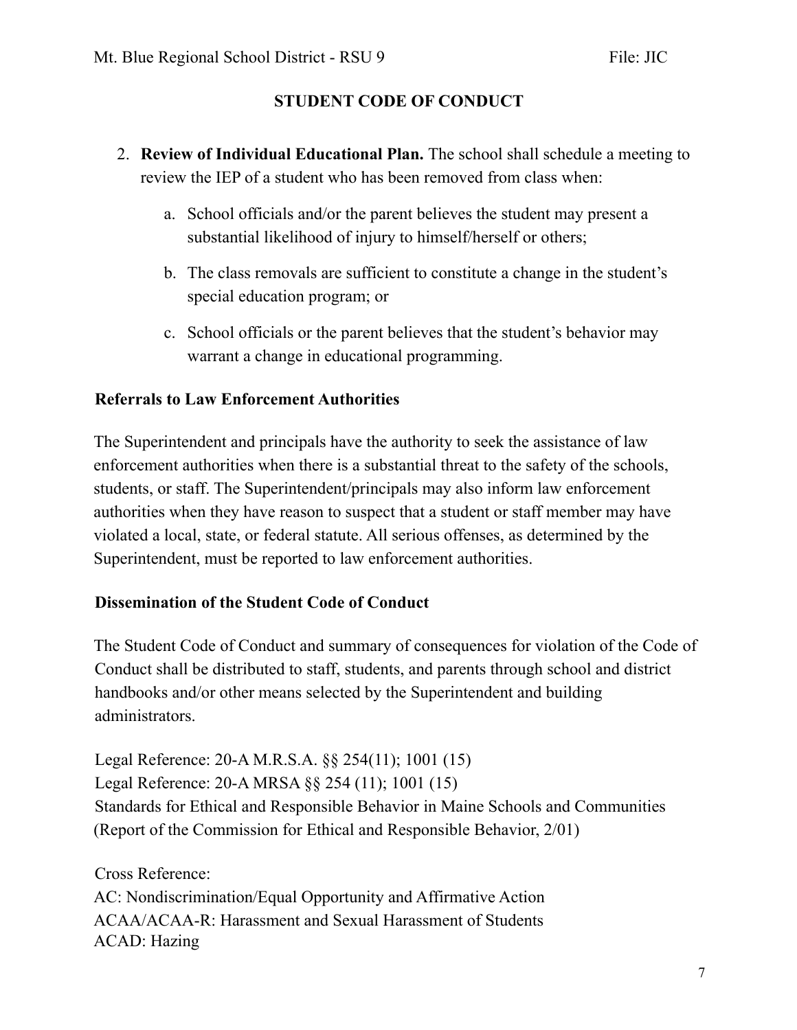2. **Review of Individual Educational Plan.** The school shall schedule a meeting to review the IEP of a student who has been removed from class when:

   a. School officials and/or the parent believes the student may present a substantial likelihood of injury to himself/herself or others;

   b. The class removals are sufficient to constitute a change in the student's special education program; or

   c. School officials or the parent believes that the student's behavior may warrant a change in educational programming.

**Referrals to Law Enforcement Authorities**

The Superintendent and principals have the authority to seek the assistance of law enforcement authorities when there is a substantial threat to the safety of the schools, students, or staff. The Superintendent/principals may also inform law enforcement authorities when they have reason to suspect that a student or staff member may have violated a local, state, or federal statute. All serious offenses, as determined by the Superintendent, must be reported to law enforcement authorities.

**Dissemination of the Student Code of Conduct**

The Student Code of Conduct and summary of consequences for violation of the Code of Conduct shall be distributed to staff, students, and parents through school and district handbooks and/or other means selected by the Superintendent and building administrators.

Legal Reference: 20-A M.R.S.A. §§ 254(11); 1001 (15)
Legal Reference: 20-A MRSA §§ 254 (11); 1001 (15)
Standards for Ethical and Responsible Behavior in Maine Schools and Communities (Report of the Commission for Ethical and Responsible Behavior, 2/01)

Cross Reference:
AC: Nondiscrimination/Equal Opportunity and Affirmative Action
ACAA/ACAA-R: Harassment and Sexual Harassment of Students
ACAD: Hazing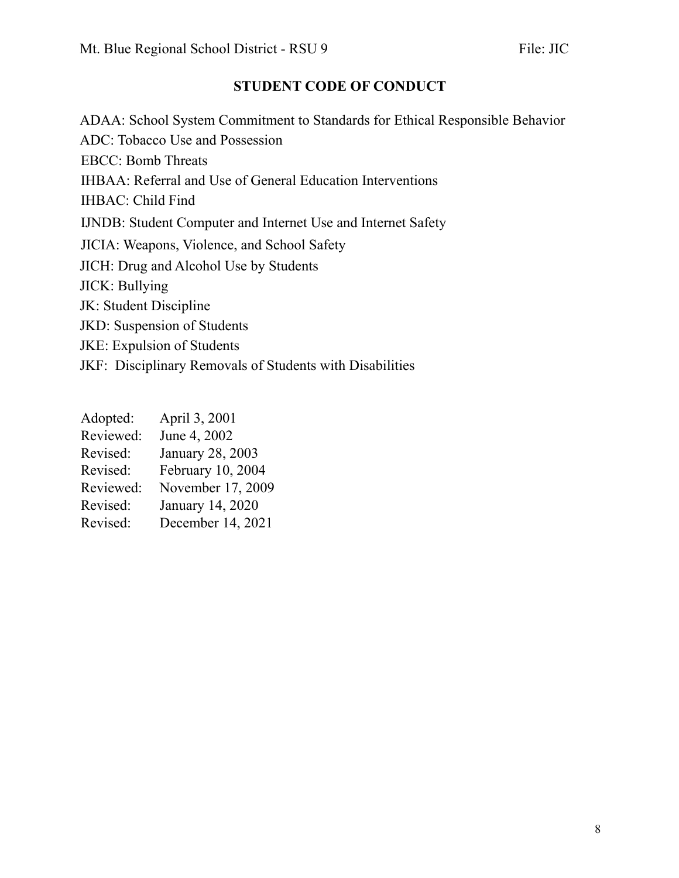# STUDENT CODE OF CONDUCT

ADAA: School System Commitment to Standards for Ethical Responsible Behavior
ADC: Tobacco Use and Possession
EBCC: Bomb Threats
IHBAA: Referral and Use of General Education Interventions
IHBAC: Child Find
IJNDB: Student Computer and Internet Use and Internet Safety
JICIA: Weapons, Violence, and School Safety
JICH: Drug and Alcohol Use by Students
JICK: Bullying
JK: Student Discipline
JKD: Suspension of Students
JKE: Expulsion of Students
JKF: Disciplinary Removals of Students with Disabilities

| | |
|---|---|
| Adopted: | April 3, 2001 |
| Reviewed: | June 4, 2002 |
| Revised: | January 28, 2003 |
| Revised: | February 10, 2004 |
| Reviewed: | November 17, 2009 |
| Revised: | January 14, 2020 |
| Revised: | December 14, 2021 |